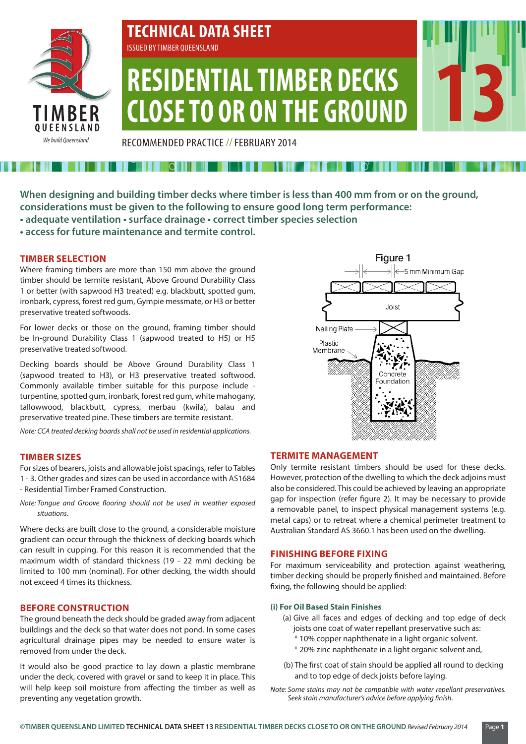# TECHNICAL DATA SHEET

ISSUED BY TIMBER QUEENSLAND

# RESIDENTIAL TIMBER DECKS CLOSE TO OR ON THE GROUND

13

RECOMMENDED PRACTICE // FEBRUARY 2014

**When designing and building timber decks where timber is less than 400 mm from or on the ground, considerations must be given to the following to ensure good long term performance:**
**• adequate ventilation • surface drainage • correct timber species selection**
**• access for future maintenance and termite control.**

## TIMBER SELECTION

Where framing timbers are more than 150 mm above the ground timber should be termite resistant, Above Ground Durability Class 1 or better (with sapwood H3 treated) e.g. blackbutt, spotted gum, ironbark, cypress, forest red gum, Gympie messmate, or H3 or better preservative treated softwoods.

For lower decks or those on the ground, framing timber should be In-ground Durability Class 1 (sapwood treated to H5) or H5 preservative treated softwood.

Decking boards should be Above Ground Durability Class 1 (sapwood treated to H3), or H3 preservative treated softwood. Commonly available timber suitable for this purpose include - turpentine, spotted gum, ironbark, forest red gum, white mahogany, tallowwood, blackbutt, cypress, merbau (kwila), balau and preservative treated pine. These timbers are termite resistant.

*Note: CCA treated decking boards shall not be used in residential applications.*

## TIMBER SIZES

For sizes of bearers, joists and allowable joist spacings, refer to Tables 1 - 3. Other grades and sizes can be used in accordance with AS1684 - Residential Timber Framed Construction.

*Note: Tongue and Groove flooring should not be used in weather exposed situations.*

Where decks are built close to the ground, a considerable moisture gradient can occur through the thickness of decking boards which can result in cupping. For this reason it is recommended that the maximum width of standard thickness (19 - 22 mm) decking be limited to 100 mm (nominal). For other decking, the width should not exceed 4 times its thickness.

## BEFORE CONSTRUCTION

The ground beneath the deck should be graded away from adjacent buildings and the deck so that water does not pond. In some cases agricultural drainage pipes may be needed to ensure water is removed from under the deck.

It would also be good practice to lay down a plastic membrane under the deck, covered with gravel or sand to keep it in place. This will help keep soil moisture from affecting the timber as well as preventing any vegetation growth.

Figure 1

5 mm Minimum Gap — Joist — Nailing Plate — Plastic Membrane — Concrete Foundation

## TERMITE MANAGEMENT

Only termite resistant timbers should be used for these decks. However, protection of the dwelling to which the deck adjoins must also be considered. This could be achieved by leaving an appropriate gap for inspection (refer figure 2). It may be necessary to provide a removable panel, to inspect physical management systems (e.g. metal caps) or to retreat where a chemical perimeter treatment to Australian Standard AS 3660.1 has been used on the dwelling.

## FINISHING BEFORE FIXING

For maximum serviceability and protection against weathering, timber decking should be properly finished and maintained. Before fixing, the following should be applied:

### (i) For Oil Based Stain Finishes

(a) Give all faces and edges of decking and top edge of deck joists one coat of water repellant preservative such as:
  * 10% copper naphthenate in a light organic solvent.
  * 20% zinc naphthenate in a light organic solvent and,

(b) The first coat of stain should be applied all round to decking and to top edge of deck joists before laying.

*Note: Some stains may not be compatible with water repellant preservatives. Seek stain manufacturer's advice before applying finish.*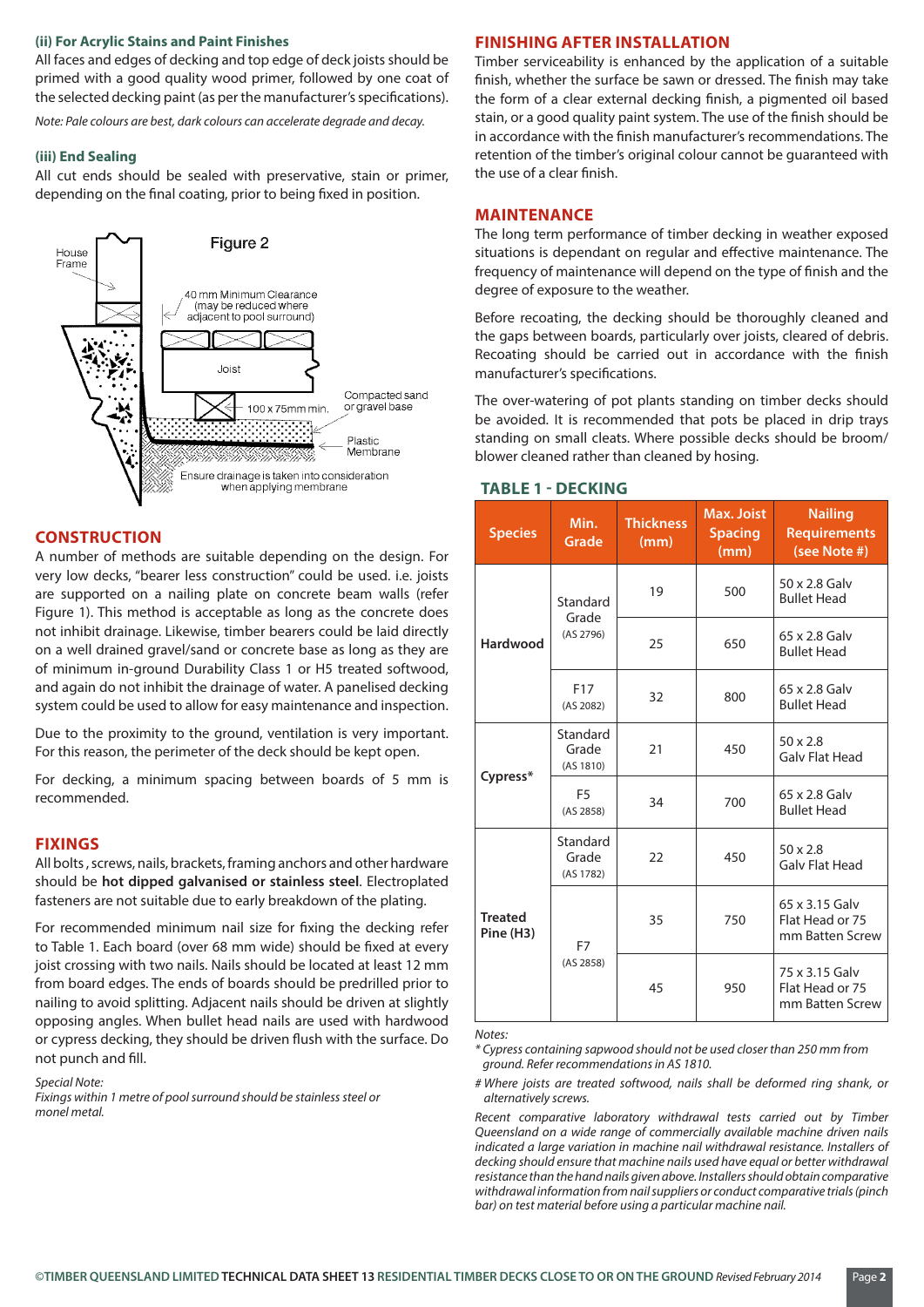### (ii) For Acrylic Stains and Paint Finishes

All faces and edges of decking and top edge of deck joists should be primed with a good quality wood primer, followed by one coat of the selected decking paint (as per the manufacturer's specifications).

*Note: Pale colours are best, dark colours can accelerate degrade and decay.*

### (iii) End Sealing

All cut ends should be sealed with preservative, stain or primer, depending on the final coating, prior to being fixed in position.

Figure 2

House Frame

40 mm Minimum Clearance (may be reduced where adjacent to pool surround)

Joist

100 x 75mm min.

Compacted sand or gravel base

Plastic Membrane

Ensure drainage is taken into consideration when applying membrane

## CONSTRUCTION

A number of methods are suitable depending on the design. For very low decks, "bearer less construction" could be used. i.e. joists are supported on a nailing plate on concrete beam walls (refer Figure 1). This method is acceptable as long as the concrete does not inhibit drainage. Likewise, timber bearers could be laid directly on a well drained gravel/sand or concrete base as long as they are of minimum in-ground Durability Class 1 or H5 treated softwood, and again do not inhibit the drainage of water. A panelised decking system could be used to allow for easy maintenance and inspection.

Due to the proximity to the ground, ventilation is very important. For this reason, the perimeter of the deck should be kept open.

For decking, a minimum spacing between boards of 5 mm is recommended.

## FIXINGS

All bolts, screws, nails, brackets, framing anchors and other hardware should be **hot dipped galvanised or stainless steel**. Electroplated fasteners are not suitable due to early breakdown of the plating.

For recommended minimum nail size for fixing the decking refer to Table 1. Each board (over 68 mm wide) should be fixed at every joist crossing with two nails. Nails should be located at least 12 mm from board edges. The ends of boards should be predrilled prior to nailing to avoid splitting. Adjacent nails should be driven at slightly opposing angles. When bullet head nails are used with hardwood or cypress decking, they should be driven flush with the surface. Do not punch and fill.

*Special Note:*
*Fixings within 1 metre of pool surround should be stainless steel or monel metal.*

## FINISHING AFTER INSTALLATION

Timber serviceability is enhanced by the application of a suitable finish, whether the surface be sawn or dressed. The finish may take the form of a clear external decking finish, a pigmented oil based stain, or a good quality paint system. The use of the finish should be in accordance with the finish manufacturer's recommendations. The retention of the timber's original colour cannot be guaranteed with the use of a clear finish.

## MAINTENANCE

The long term performance of timber decking in weather exposed situations is dependant on regular and effective maintenance. The frequency of maintenance will depend on the type of finish and the degree of exposure to the weather.

Before recoating, the decking should be thoroughly cleaned and the gaps between boards, particularly over joists, cleared of debris. Recoating should be carried out in accordance with the finish manufacturer's specifications.

The over-watering of pot plants standing on timber decks should be avoided. It is recommended that pots be placed in drip trays standing on small cleats. Where possible decks should be broom/blower cleaned rather than cleaned by hosing.

## TABLE 1 - DECKING

| Species | Min. Grade | Thickness (mm) | Max. Joist Spacing (mm) | Nailing Requirements (see Note #) |
|---|---|---|---|---|
| Hardwood | Standard Grade (AS 2796) | 19 | 500 | 50 x 2.8 Galv Bullet Head |
| | | 25 | 650 | 65 x 2.8 Galv Bullet Head |
| | F17 (AS 2082) | 32 | 800 | 65 x 2.8 Galv Bullet Head |
| Cypress* | Standard Grade (AS 1810) | 21 | 450 | 50 x 2.8 Galv Flat Head |
| | F5 (AS 2858) | 34 | 700 | 65 x 2.8 Galv Bullet Head |
| Treated Pine (H3) | Standard Grade (AS 1782) | 22 | 450 | 50 x 2.8 Galv Flat Head |
| | F7 (AS 2858) | 35 | 750 | 65 x 3.15 Galv Flat Head or 75 mm Batten Screw |
| | | 45 | 950 | 75 x 3.15 Galv Flat Head or 75 mm Batten Screw |

*Notes:*

* *Cypress containing sapwood should not be used closer than 250 mm from ground. Refer recommendations in AS 1810.*

# *Where joists are treated softwood, nails shall be deformed ring shank, or alternatively screws.*

*Recent comparative laboratory withdrawal tests carried out by Timber Queensland on a wide range of commercially available machine driven nails indicated a large variation in machine nail withdrawal resistance. Installers of decking should ensure that machine nails used have equal or better withdrawal resistance than the hand nails given above. Installers should obtain comparative withdrawal information from nail suppliers or conduct comparative trials (pinch bar) on test material before using a particular machine nail.*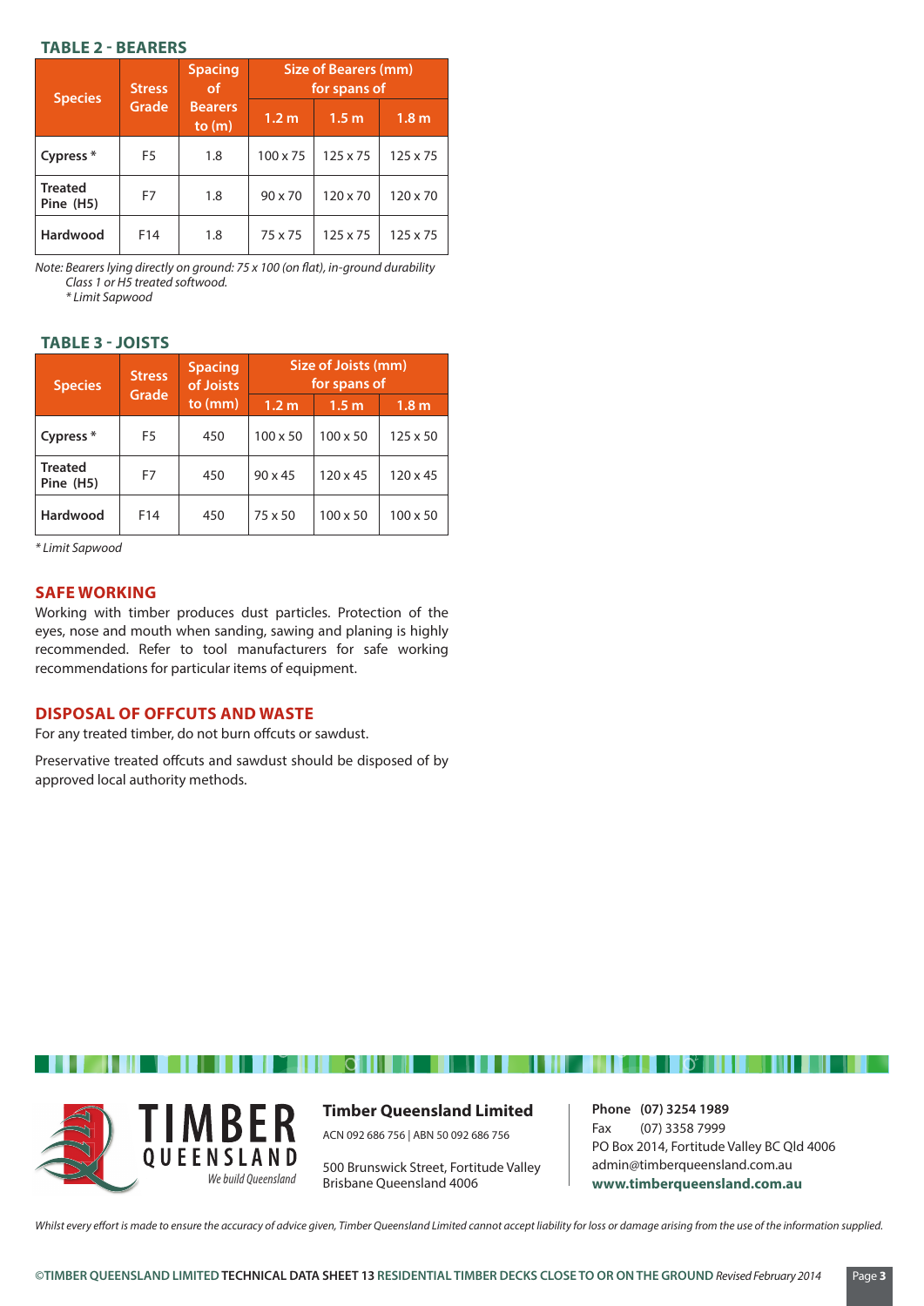## TABLE 2 - BEARERS

| Species | Stress Grade | Spacing of Bearers to (m) | Size of Bearers (mm) for spans of | | |
|---|---|---|---|---|---|
| | | | 1.2 m | 1.5 m | 1.8 m |
| **Cypress** * | F5 | 1.8 | 100 x 75 | 125 x 75 | 125 x 75 |
| **Treated Pine (H5)** | F7 | 1.8 | 90 x 70 | 120 x 70 | 120 x 70 |
| **Hardwood** | F14 | 1.8 | 75 x 75 | 125 x 75 | 125 x 75 |

*Note: Bearers lying directly on ground: 75 x 100 (on flat), in-ground durability Class 1 or H5 treated softwood.*
*\* Limit Sapwood*

## TABLE 3 - JOISTS

| Species | Stress Grade | Spacing of Joists to (mm) | Size of Joists (mm) for spans of | | |
|---|---|---|---|---|---|
| | | | 1.2 m | 1.5 m | 1.8 m |
| **Cypress** * | F5 | 450 | 100 x 50 | 100 x 50 | 125 x 50 |
| **Treated Pine (H5)** | F7 | 450 | 90 x 45 | 120 x 45 | 120 x 45 |
| **Hardwood** | F14 | 450 | 75 x 50 | 100 x 50 | 100 x 50 |

*\* Limit Sapwood*

## SAFE WORKING

Working with timber produces dust particles. Protection of the eyes, nose and mouth when sanding, sawing and planing is highly recommended. Refer to tool manufacturers for safe working recommendations for particular items of equipment.

## DISPOSAL OF OFFCUTS AND WASTE

For any treated timber, do not burn offcuts or sawdust.

Preservative treated offcuts and sawdust should be disposed of by approved local authority methods.

TIMBER QUEENSLAND
*We build Queensland*

**Timber Queensland Limited**
ACN 092 686 756 | ABN 50 092 686 756

500 Brunswick Street, Fortitude Valley
Brisbane Queensland 4006

**Phone (07) 3254 1989**
Fax (07) 3358 7999
PO Box 2014, Fortitude Valley BC Qld 4006
admin@timberqueensland.com.au
**www.timberqueensland.com.au**

*Whilst every effort is made to ensure the accuracy of advice given, Timber Queensland Limited cannot accept liability for loss or damage arising from the use of the information supplied.*

©TIMBER QUEENSLAND LIMITED **TECHNICAL DATA SHEET 13** RESIDENTIAL TIMBER DECKS CLOSE TO OR ON THE GROUND *Revised February 2014*